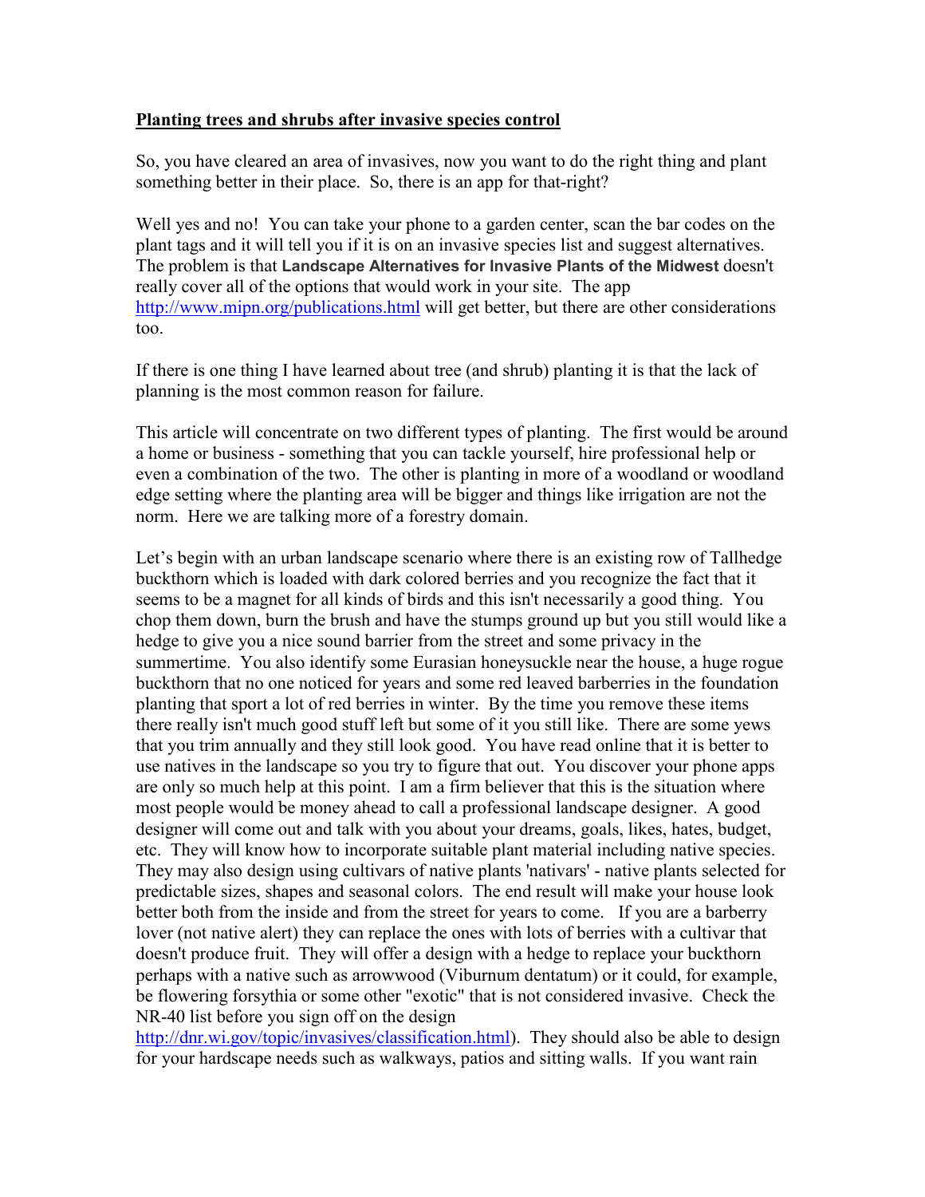**Planting trees and shrubs after invasive species control**

So, you have cleared an area of invasives, now you want to do the right thing and plant something better in their place. So, there is an app for that-right?

Well yes and no! You can take your phone to a garden center, scan the bar codes on the plant tags and it will tell you if it is on an invasive species list and suggest alternatives. The problem is that **Landscape Alternatives for Invasive Plants of the Midwest** doesn't really cover all of the options that would work in your site. The app http://www.mipn.org/publications.html will get better, but there are other considerations too.

If there is one thing I have learned about tree (and shrub) planting it is that the lack of planning is the most common reason for failure.

This article will concentrate on two different types of planting. The first would be around a home or business - something that you can tackle yourself, hire professional help or even a combination of the two. The other is planting in more of a woodland or woodland edge setting where the planting area will be bigger and things like irrigation are not the norm. Here we are talking more of a forestry domain.

Let's begin with an urban landscape scenario where there is an existing row of Tallhedge buckthorn which is loaded with dark colored berries and you recognize the fact that it seems to be a magnet for all kinds of birds and this isn't necessarily a good thing. You chop them down, burn the brush and have the stumps ground up but you still would like a hedge to give you a nice sound barrier from the street and some privacy in the summertime. You also identify some Eurasian honeysuckle near the house, a huge rogue buckthorn that no one noticed for years and some red leaved barberries in the foundation planting that sport a lot of red berries in winter. By the time you remove these items there really isn't much good stuff left but some of it you still like. There are some yews that you trim annually and they still look good. You have read online that it is better to use natives in the landscape so you try to figure that out. You discover your phone apps are only so much help at this point. I am a firm believer that this is the situation where most people would be money ahead to call a professional landscape designer. A good designer will come out and talk with you about your dreams, goals, likes, hates, budget, etc. They will know how to incorporate suitable plant material including native species. They may also design using cultivars of native plants 'nativars' - native plants selected for predictable sizes, shapes and seasonal colors. The end result will make your house look better both from the inside and from the street for years to come. If you are a barberry lover (not native alert) they can replace the ones with lots of berries with a cultivar that doesn't produce fruit. They will offer a design with a hedge to replace your buckthorn perhaps with a native such as arrowwood (Viburnum dentatum) or it could, for example, be flowering forsythia or some other "exotic" that is not considered invasive. Check the NR-40 list before you sign off on the design http://dnr.wi.gov/topic/invasives/classification.html). They should also be able to design for your hardscape needs such as walkways, patios and sitting walls. If you want rain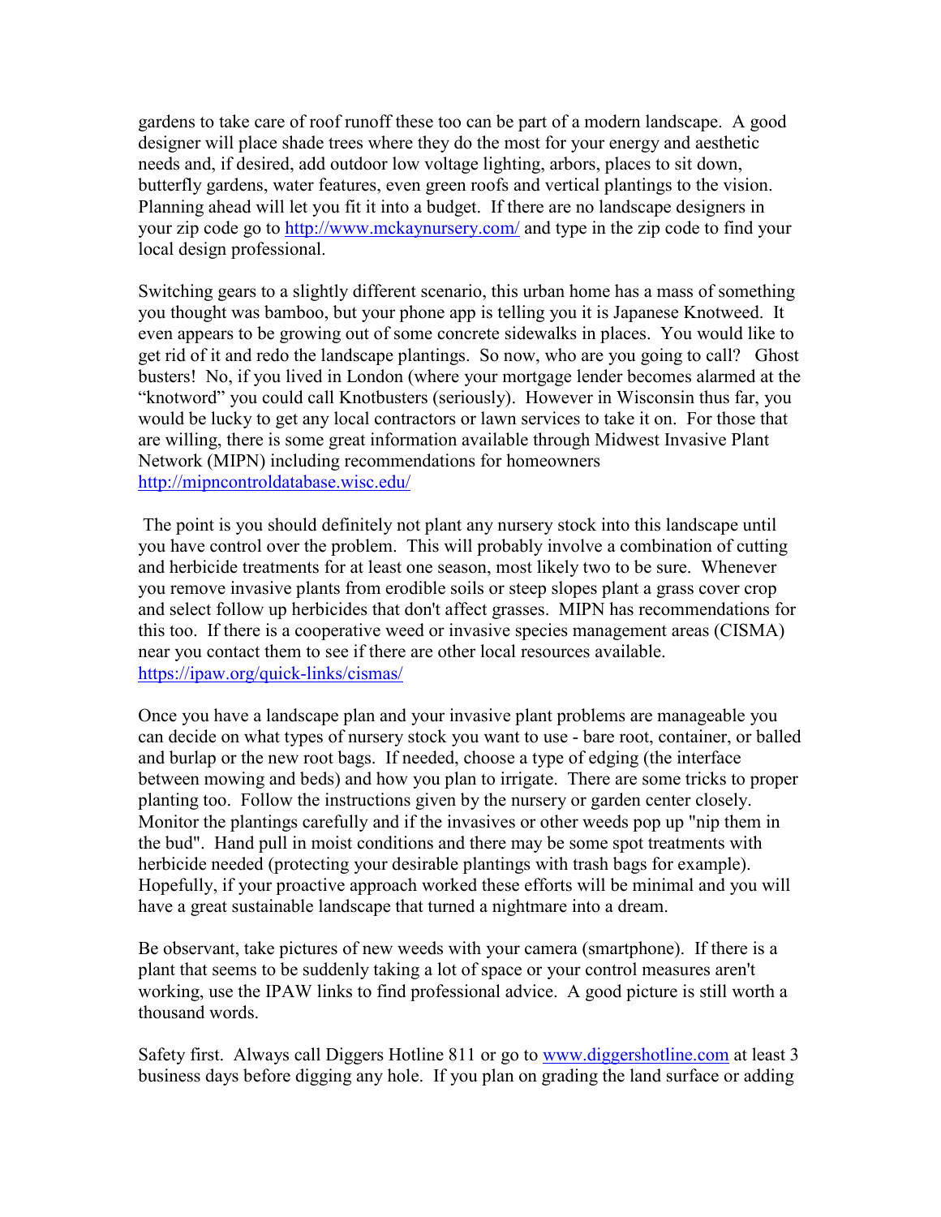gardens to take care of roof runoff these too can be part of a modern landscape. A good designer will place shade trees where they do the most for your energy and aesthetic needs and, if desired, add outdoor low voltage lighting, arbors, places to sit down, butterfly gardens, water features, even green roofs and vertical plantings to the vision. Planning ahead will let you fit it into a budget. If there are no landscape designers in your zip code go to [http://www.mckaynursery.com/](http://www.mckaynursery.com/) and type in the zip code to find your local design professional.

Switching gears to a slightly different scenario, this urban home has a mass of something you thought was bamboo, but your phone app is telling you it is Japanese Knotweed. It even appears to be growing out of some concrete sidewalks in places. You would like to get rid of it and redo the landscape plantings. So now, who are you going to call? Ghost busters! No, if you lived in London (where your mortgage lender becomes alarmed at the "knotword" you could call Knotbusters (seriously). However in Wisconsin thus far, you would be lucky to get any local contractors or lawn services to take it on. For those that are willing, there is some great information available through Midwest Invasive Plant Network (MIPN) including recommendations for homeowners [http://mipncontroldatabase.wisc.edu/](http://mipncontroldatabase.wisc.edu/)

The point is you should definitely not plant any nursery stock into this landscape until you have control over the problem. This will probably involve a combination of cutting and herbicide treatments for at least one season, most likely two to be sure. Whenever you remove invasive plants from erodible soils or steep slopes plant a grass cover crop and select follow up herbicides that don't affect grasses. MIPN has recommendations for this too. If there is a cooperative weed or invasive species management areas (CISMA) near you contact them to see if there are other local resources available. [https://ipaw.org/quick-links/cismas/](https://ipaw.org/quick-links/cismas/)

Once you have a landscape plan and your invasive plant problems are manageable you can decide on what types of nursery stock you want to use - bare root, container, or balled and burlap or the new root bags. If needed, choose a type of edging (the interface between mowing and beds) and how you plan to irrigate. There are some tricks to proper planting too. Follow the instructions given by the nursery or garden center closely. Monitor the plantings carefully and if the invasives or other weeds pop up "nip them in the bud". Hand pull in moist conditions and there may be some spot treatments with herbicide needed (protecting your desirable plantings with trash bags for example). Hopefully, if your proactive approach worked these efforts will be minimal and you will have a great sustainable landscape that turned a nightmare into a dream.

Be observant, take pictures of new weeds with your camera (smartphone). If there is a plant that seems to be suddenly taking a lot of space or your control measures aren't working, use the IPAW links to find professional advice. A good picture is still worth a thousand words.

Safety first. Always call Diggers Hotline 811 or go to [www.diggershotline.com](www.diggershotline.com) at least 3 business days before digging any hole. If you plan on grading the land surface or adding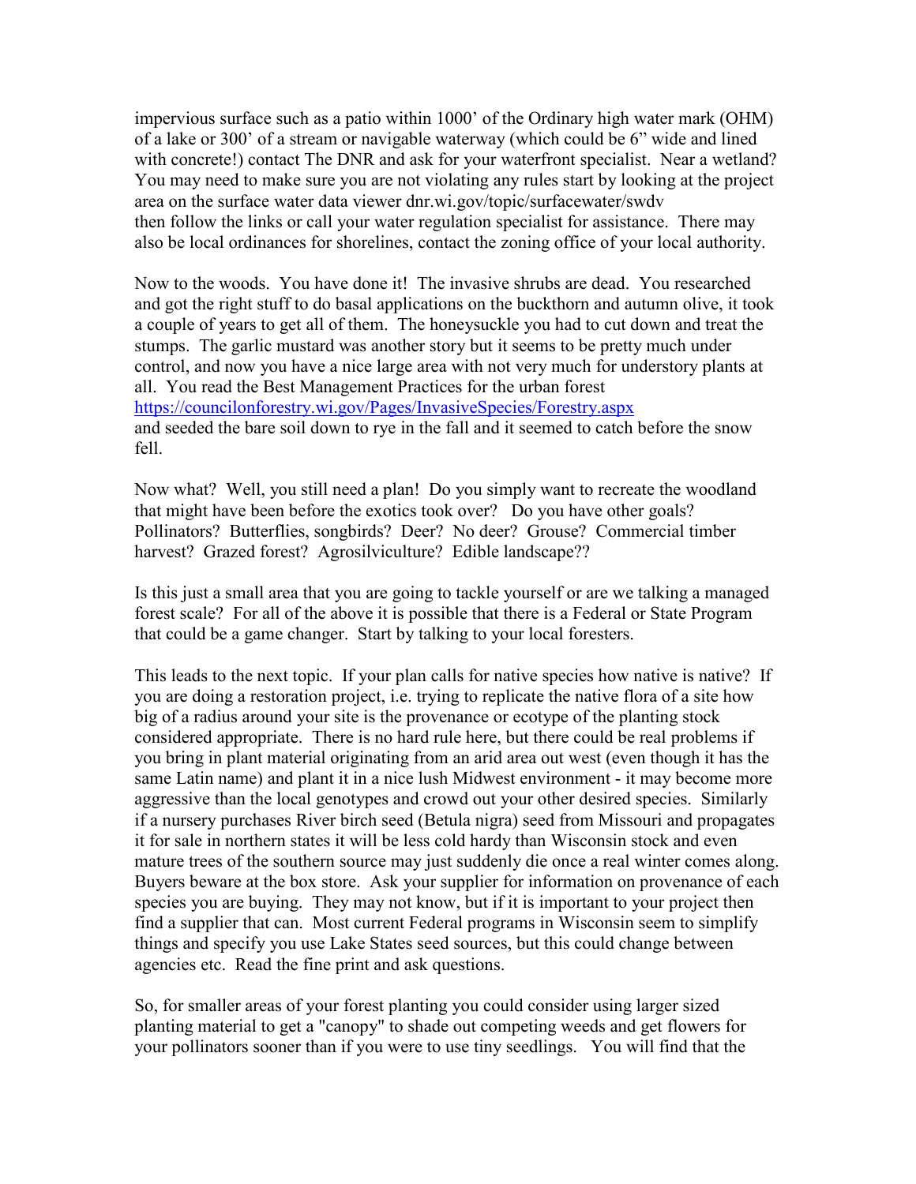impervious surface such as a patio within 1000' of the Ordinary high water mark (OHM) of a lake or 300' of a stream or navigable waterway (which could be 6" wide and lined with concrete!) contact The DNR and ask for your waterfront specialist. Near a wetland? You may need to make sure you are not violating any rules start by looking at the project area on the surface water data viewer dnr.wi.gov/topic/surfacewater/swdv then follow the links or call your water regulation specialist for assistance. There may also be local ordinances for shorelines, contact the zoning office of your local authority.

Now to the woods. You have done it! The invasive shrubs are dead. You researched and got the right stuff to do basal applications on the buckthorn and autumn olive, it took a couple of years to get all of them. The honeysuckle you had to cut down and treat the stumps. The garlic mustard was another story but it seems to be pretty much under control, and now you have a nice large area with not very much for understory plants at all. You read the Best Management Practices for the urban forest https://councilonforestry.wi.gov/Pages/InvasiveSpecies/Forestry.aspx and seeded the bare soil down to rye in the fall and it seemed to catch before the snow fell.

Now what? Well, you still need a plan! Do you simply want to recreate the woodland that might have been before the exotics took over? Do you have other goals? Pollinators? Butterflies, songbirds? Deer? No deer? Grouse? Commercial timber harvest? Grazed forest? Agrosilviculture? Edible landscape??

Is this just a small area that you are going to tackle yourself or are we talking a managed forest scale? For all of the above it is possible that there is a Federal or State Program that could be a game changer. Start by talking to your local foresters.

This leads to the next topic. If your plan calls for native species how native is native? If you are doing a restoration project, i.e. trying to replicate the native flora of a site how big of a radius around your site is the provenance or ecotype of the planting stock considered appropriate. There is no hard rule here, but there could be real problems if you bring in plant material originating from an arid area out west (even though it has the same Latin name) and plant it in a nice lush Midwest environment - it may become more aggressive than the local genotypes and crowd out your other desired species. Similarly if a nursery purchases River birch seed (Betula nigra) seed from Missouri and propagates it for sale in northern states it will be less cold hardy than Wisconsin stock and even mature trees of the southern source may just suddenly die once a real winter comes along. Buyers beware at the box store. Ask your supplier for information on provenance of each species you are buying. They may not know, but if it is important to your project then find a supplier that can. Most current Federal programs in Wisconsin seem to simplify things and specify you use Lake States seed sources, but this could change between agencies etc. Read the fine print and ask questions.

So, for smaller areas of your forest planting you could consider using larger sized planting material to get a "canopy" to shade out competing weeds and get flowers for your pollinators sooner than if you were to use tiny seedlings. You will find that the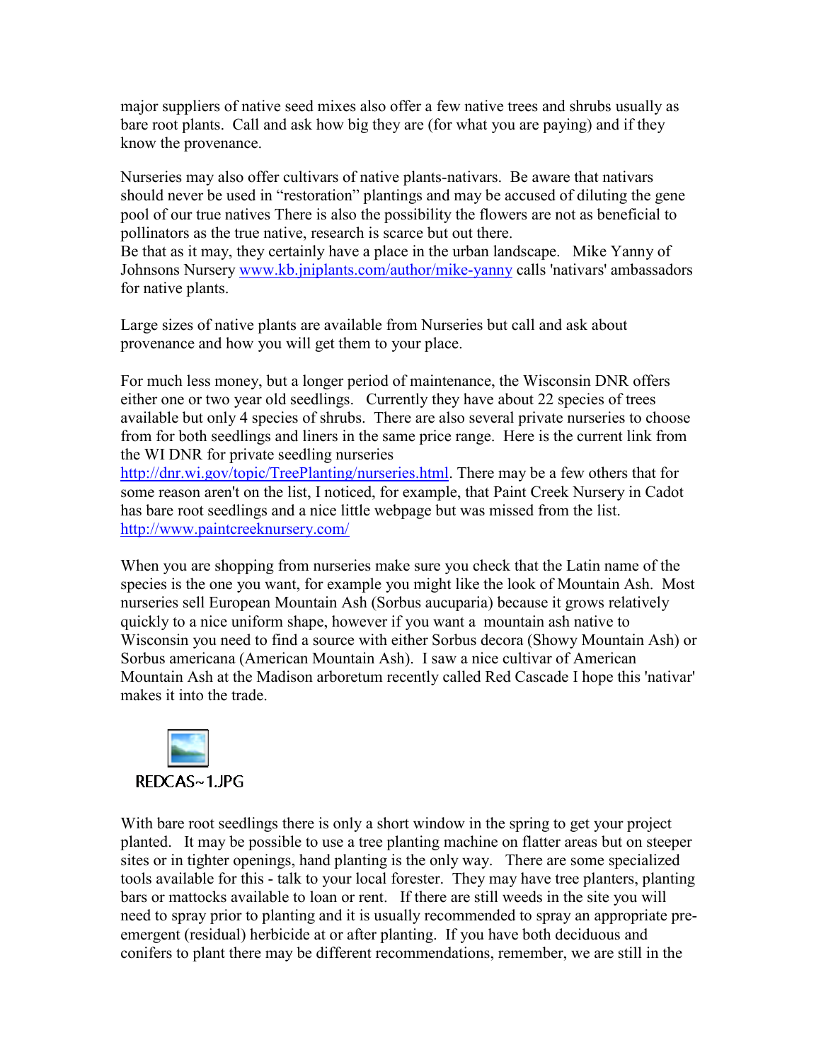major suppliers of native seed mixes also offer a few native trees and shrubs usually as bare root plants. Call and ask how big they are (for what you are paying) and if they know the provenance.

Nurseries may also offer cultivars of native plants-nativars. Be aware that nativars should never be used in "restoration" plantings and may be accused of diluting the gene pool of our true natives There is also the possibility the flowers are not as beneficial to pollinators as the true native, research is scarce but out there.
Be that as it may, they certainly have a place in the urban landscape. Mike Yanny of Johnsons Nursery [www.kb.jniplants.com/author/mike-yanny](www.kb.jniplants.com/author/mike-yanny) calls 'nativars' ambassadors for native plants.

Large sizes of native plants are available from Nurseries but call and ask about provenance and how you will get them to your place.

For much less money, but a longer period of maintenance, the Wisconsin DNR offers either one or two year old seedlings. Currently they have about 22 species of trees available but only 4 species of shrubs. There are also several private nurseries to choose from for both seedlings and liners in the same price range. Here is the current link from the WI DNR for private seedling nurseries [http://dnr.wi.gov/topic/TreePlanting/nurseries.html](http://dnr.wi.gov/topic/TreePlanting/nurseries.html). There may be a few others that for some reason aren't on the list, I noticed, for example, that Paint Creek Nursery in Cadot has bare root seedlings and a nice little webpage but was missed from the list. [http://www.paintcreeknursery.com/](http://www.paintcreeknursery.com/)

When you are shopping from nurseries make sure you check that the Latin name of the species is the one you want, for example you might like the look of Mountain Ash. Most nurseries sell European Mountain Ash (Sorbus aucuparia) because it grows relatively quickly to a nice uniform shape, however if you want a mountain ash native to Wisconsin you need to find a source with either Sorbus decora (Showy Mountain Ash) or Sorbus americana (American Mountain Ash). I saw a nice cultivar of American Mountain Ash at the Madison arboretum recently called Red Cascade I hope this 'nativar' makes it into the trade.

REDCAS~1.JPG

With bare root seedlings there is only a short window in the spring to get your project planted. It may be possible to use a tree planting machine on flatter areas but on steeper sites or in tighter openings, hand planting is the only way. There are some specialized tools available for this - talk to your local forester. They may have tree planters, planting bars or mattocks available to loan or rent. If there are still weeds in the site you will need to spray prior to planting and it is usually recommended to spray an appropriate pre-emergent (residual) herbicide at or after planting. If you have both deciduous and conifers to plant there may be different recommendations, remember, we are still in the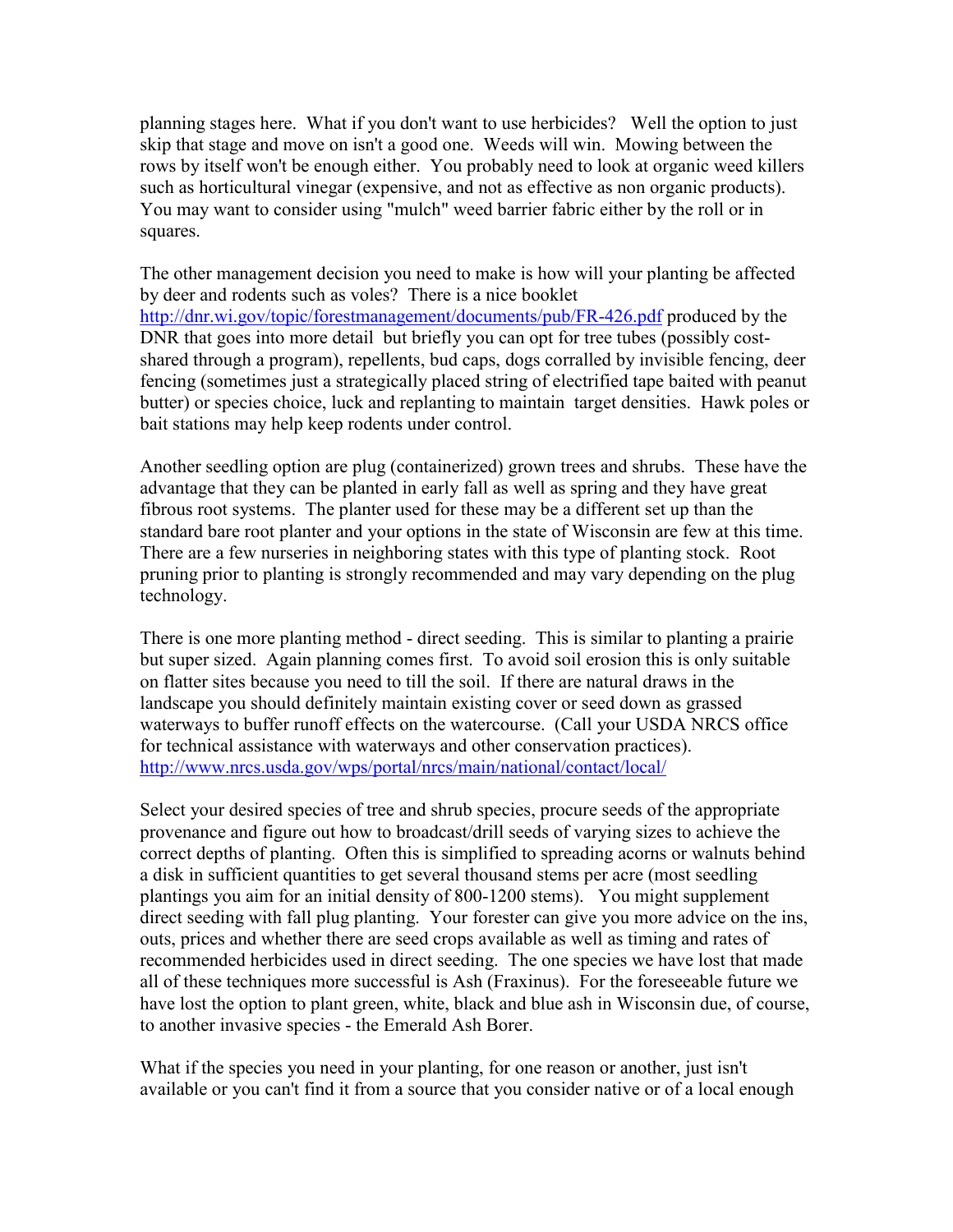planning stages here. What if you don't want to use herbicides? Well the option to just skip that stage and move on isn't a good one. Weeds will win. Mowing between the rows by itself won't be enough either. You probably need to look at organic weed killers such as horticultural vinegar (expensive, and not as effective as non organic products). You may want to consider using "mulch" weed barrier fabric either by the roll or in squares.

The other management decision you need to make is how will your planting be affected by deer and rodents such as voles? There is a nice booklet http://dnr.wi.gov/topic/forestmanagement/documents/pub/FR-426.pdf produced by the DNR that goes into more detail but briefly you can opt for tree tubes (possibly cost-shared through a program), repellents, bud caps, dogs corralled by invisible fencing, deer fencing (sometimes just a strategically placed string of electrified tape baited with peanut butter) or species choice, luck and replanting to maintain target densities. Hawk poles or bait stations may help keep rodents under control.

Another seedling option are plug (containerized) grown trees and shrubs. These have the advantage that they can be planted in early fall as well as spring and they have great fibrous root systems. The planter used for these may be a different set up than the standard bare root planter and your options in the state of Wisconsin are few at this time. There are a few nurseries in neighboring states with this type of planting stock. Root pruning prior to planting is strongly recommended and may vary depending on the plug technology.

There is one more planting method - direct seeding. This is similar to planting a prairie but super sized. Again planning comes first. To avoid soil erosion this is only suitable on flatter sites because you need to till the soil. If there are natural draws in the landscape you should definitely maintain existing cover or seed down as grassed waterways to buffer runoff effects on the watercourse. (Call your USDA NRCS office for technical assistance with waterways and other conservation practices). http://www.nrcs.usda.gov/wps/portal/nrcs/main/national/contact/local/

Select your desired species of tree and shrub species, procure seeds of the appropriate provenance and figure out how to broadcast/drill seeds of varying sizes to achieve the correct depths of planting. Often this is simplified to spreading acorns or walnuts behind a disk in sufficient quantities to get several thousand stems per acre (most seedling plantings you aim for an initial density of 800-1200 stems). You might supplement direct seeding with fall plug planting. Your forester can give you more advice on the ins, outs, prices and whether there are seed crops available as well as timing and rates of recommended herbicides used in direct seeding. The one species we have lost that made all of these techniques more successful is Ash (Fraxinus). For the foreseeable future we have lost the option to plant green, white, black and blue ash in Wisconsin due, of course, to another invasive species - the Emerald Ash Borer.

What if the species you need in your planting, for one reason or another, just isn't available or you can't find it from a source that you consider native or of a local enough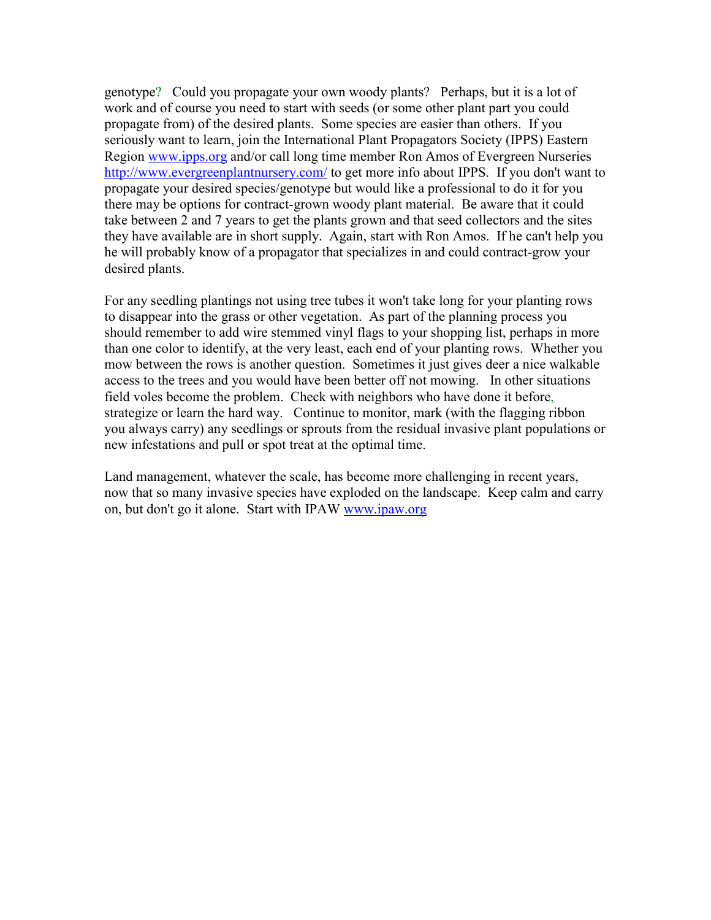genotype? Could you propagate your own woody plants? Perhaps, but it is a lot of work and of course you need to start with seeds (or some other plant part you could propagate from) of the desired plants. Some species are easier than others. If you seriously want to learn, join the International Plant Propagators Society (IPPS) Eastern Region www.ipps.org and/or call long time member Ron Amos of Evergreen Nurseries http://www.evergreenplantnursery.com/ to get more info about IPPS. If you don't want to propagate your desired species/genotype but would like a professional to do it for you there may be options for contract-grown woody plant material. Be aware that it could take between 2 and 7 years to get the plants grown and that seed collectors and the sites they have available are in short supply. Again, start with Ron Amos. If he can't help you he will probably know of a propagator that specializes in and could contract-grow your desired plants.

For any seedling plantings not using tree tubes it won't take long for your planting rows to disappear into the grass or other vegetation. As part of the planning process you should remember to add wire stemmed vinyl flags to your shopping list, perhaps in more than one color to identify, at the very least, each end of your planting rows. Whether you mow between the rows is another question. Sometimes it just gives deer a nice walkable access to the trees and you would have been better off not mowing. In other situations field voles become the problem. Check with neighbors who have done it before, strategize or learn the hard way. Continue to monitor, mark (with the flagging ribbon you always carry) any seedlings or sprouts from the residual invasive plant populations or new infestations and pull or spot treat at the optimal time.

Land management, whatever the scale, has become more challenging in recent years, now that so many invasive species have exploded on the landscape. Keep calm and carry on, but don't go it alone. Start with IPAW www.ipaw.org